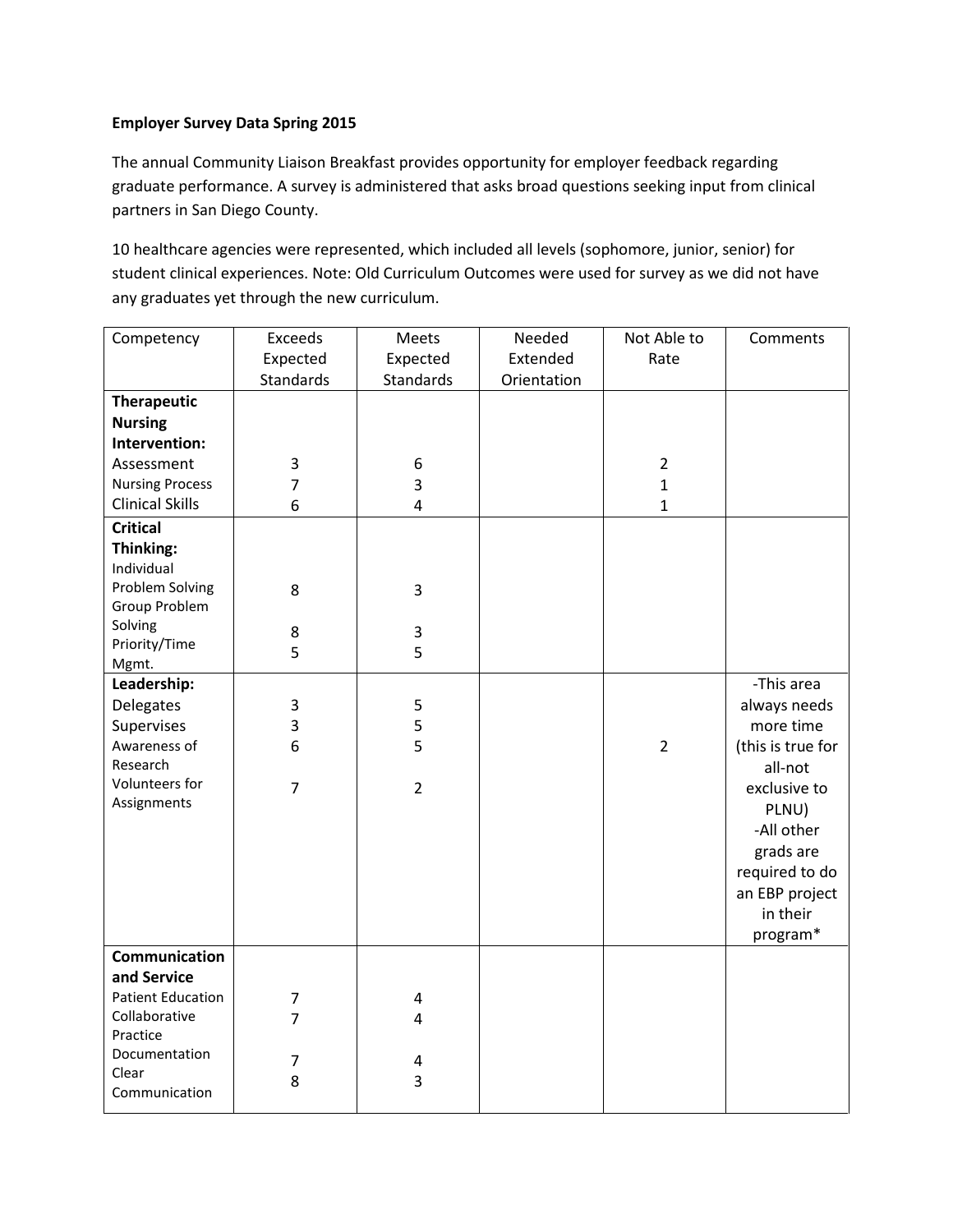**Employer Survey Data Spring 2015**

The annual Community Liaison Breakfast provides opportunity for employer feedback regarding graduate performance. A survey is administered that asks broad questions seeking input from clinical partners in San Diego County.

10 healthcare agencies were represented, which included all levels (sophomore, junior, senior) for student clinical experiences. Note: Old Curriculum Outcomes were used for survey as we did not have any graduates yet through the new curriculum.

| Competency | Exceeds Expected Standards | Meets Expected Standards | Needed Extended Orientation | Not Able to Rate | Comments |
|---|---|---|---|---|---|
| **Therapeutic Nursing Intervention:** | | | | | |
| Assessment | 3 | 6 | | 2 | |
| Nursing Process | 7 | 3 | | 1 | |
| Clinical Skills | 6 | 4 | | 1 | |
| **Critical Thinking:** | | | | | |
| Individual Problem Solving | 8 | 3 | | | |
| Group Problem Solving | 8 | 3 | | | |
| Priority/Time Mgmt. | 5 | 5 | | | |
| **Leadership:** | | | | | -This area always needs more time (this is true for all-not exclusive to PLNU) -All other grads are required to do an EBP project in their program* |
| Delegates | 3 | 5 | | | |
| Supervises | 3 | 5 | | | |
| Awareness of Research | 6 | 5 | | 2 | |
| Volunteers for Assignments | 7 | 2 | | | |
| **Communication and Service** | | | | | |
| Patient Education | 7 | 4 | | | |
| Collaborative Practice | 7 | 4 | | | |
| Documentation | 7 | 4 | | | |
| Clear Communication | 8 | 3 | | | |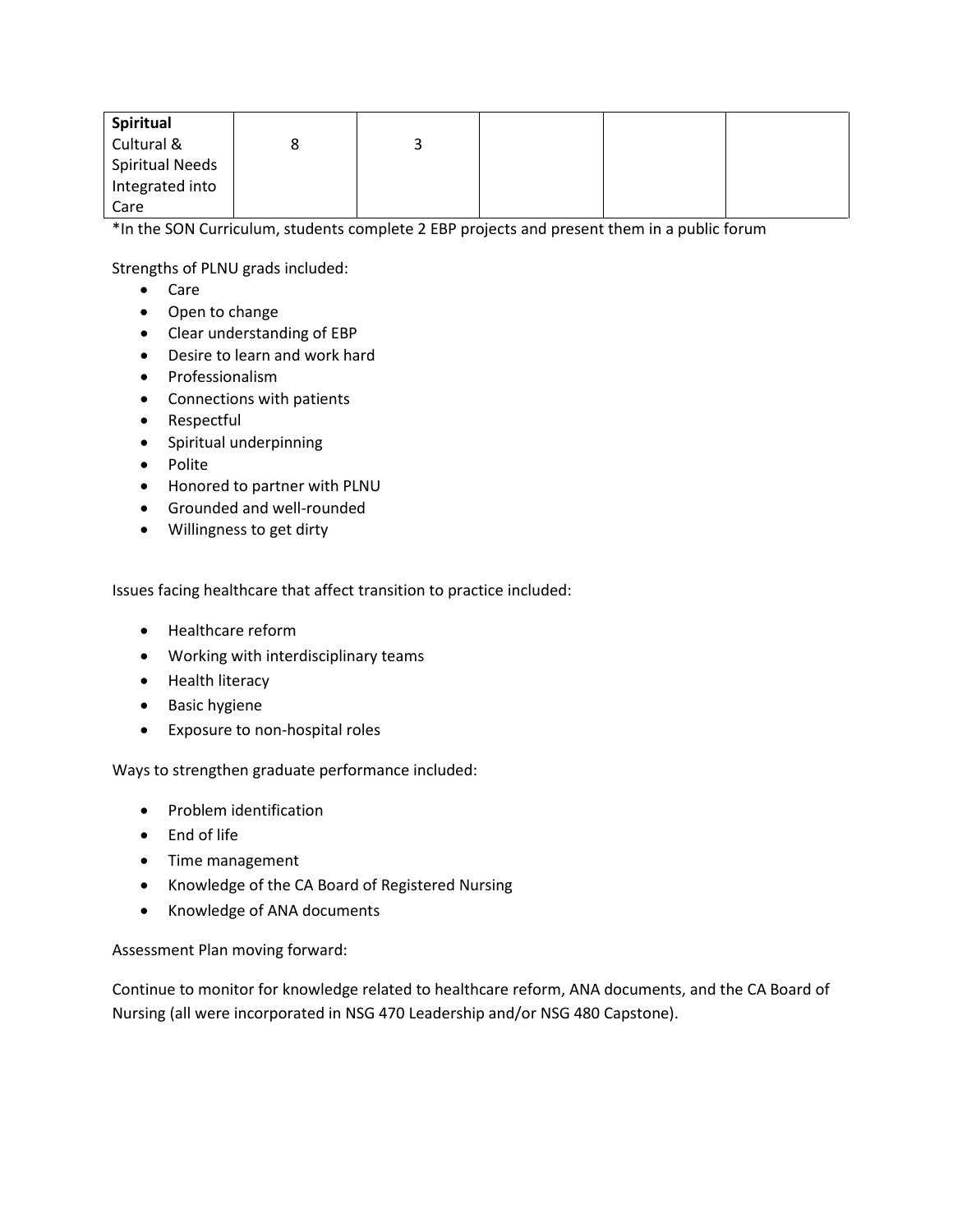| | | | | | |
|---|---|---|---|---|---|
| **Spiritual** Cultural & Spiritual Needs Integrated into Care | 8 | 3 | | | |

*In the SON Curriculum, students complete 2 EBP projects and present them in a public forum

Strengths of PLNU grads included:

- Care
- Open to change
- Clear understanding of EBP
- Desire to learn and work hard
- Professionalism
- Connections with patients
- Respectful
- Spiritual underpinning
- Polite
- Honored to partner with PLNU
- Grounded and well-rounded
- Willingness to get dirty

Issues facing healthcare that affect transition to practice included:

- Healthcare reform
- Working with interdisciplinary teams
- Health literacy
- Basic hygiene
- Exposure to non-hospital roles

Ways to strengthen graduate performance included:

- Problem identification
- End of life
- Time management
- Knowledge of the CA Board of Registered Nursing
- Knowledge of ANA documents

Assessment Plan moving forward:

Continue to monitor for knowledge related to healthcare reform, ANA documents, and the CA Board of Nursing (all were incorporated in NSG 470 Leadership and/or NSG 480 Capstone).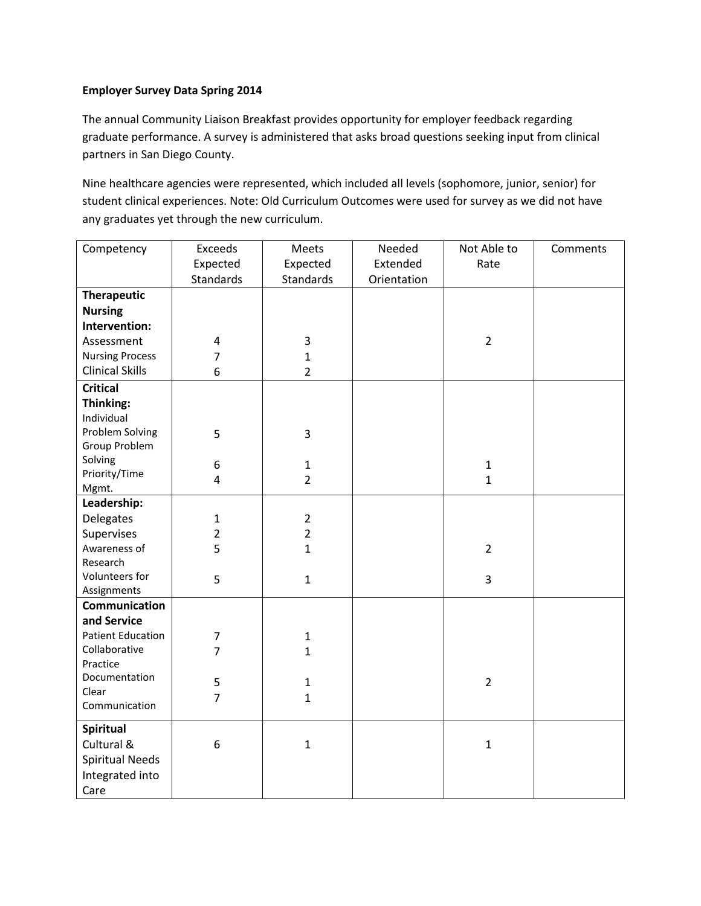**Employer Survey Data Spring 2014**

The annual Community Liaison Breakfast provides opportunity for employer feedback regarding graduate performance. A survey is administered that asks broad questions seeking input from clinical partners in San Diego County.

Nine healthcare agencies were represented, which included all levels (sophomore, junior, senior) for student clinical experiences. Note: Old Curriculum Outcomes were used for survey as we did not have any graduates yet through the new curriculum.

| Competency | Exceeds Expected Standards | Meets Expected Standards | Needed Extended Orientation | Not Able to Rate | Comments |
|---|---|---|---|---|---|
| **Therapeutic Nursing Intervention:** | | | | | |
| Assessment | 4 | 3 | | 2 | |
| Nursing Process | 7 | 1 | | | |
| Clinical Skills | 6 | 2 | | | |
| **Critical Thinking:** | | | | | |
| Individual Problem Solving | 5 | 3 | | | |
| Group Problem Solving | 6 | 1 | | 1 | |
| Priority/Time Mgmt. | 4 | 2 | | 1 | |
| **Leadership:** | | | | | |
| Delegates | 1 | 2 | | | |
| Supervises | 2 | 2 | | | |
| Awareness of Research | 5 | 1 | | 2 | |
| Volunteers for Assignments | 5 | 1 | | 3 | |
| **Communication and Service** | | | | | |
| Patient Education | 7 | 1 | | | |
| Collaborative Practice | 7 | 1 | | | |
| Documentation | 5 | 1 | | 2 | |
| Clear Communication | 7 | 1 | | | |
| **Spiritual** | | | | | |
| Cultural & Spiritual Needs Integrated into Care | 6 | 1 | | 1 | |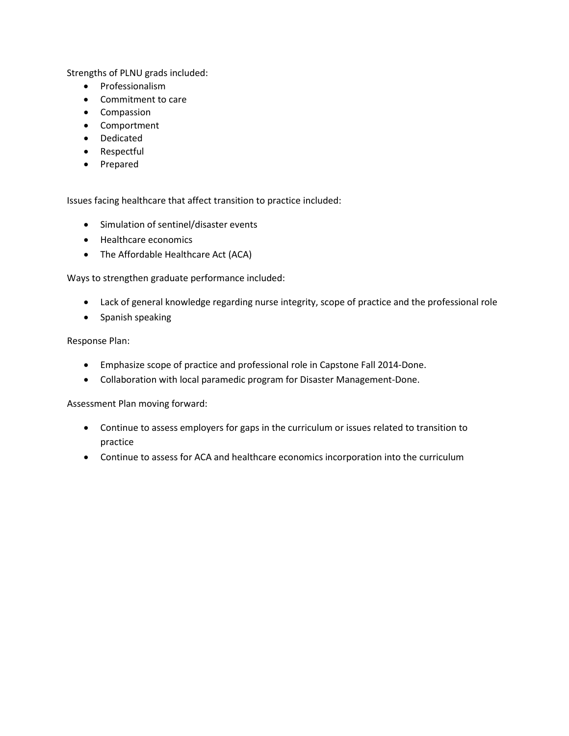Strengths of PLNU grads included:

- Professionalism
- Commitment to care
- Compassion
- Comportment
- Dedicated
- Respectful
- Prepared

Issues facing healthcare that affect transition to practice included:

- Simulation of sentinel/disaster events
- Healthcare economics
- The Affordable Healthcare Act (ACA)

Ways to strengthen graduate performance included:

- Lack of general knowledge regarding nurse integrity, scope of practice and the professional role
- Spanish speaking

Response Plan:

- Emphasize scope of practice and professional role in Capstone Fall 2014-Done.
- Collaboration with local paramedic program for Disaster Management-Done.

Assessment Plan moving forward:

- Continue to assess employers for gaps in the curriculum or issues related to transition to practice
- Continue to assess for ACA and healthcare economics incorporation into the curriculum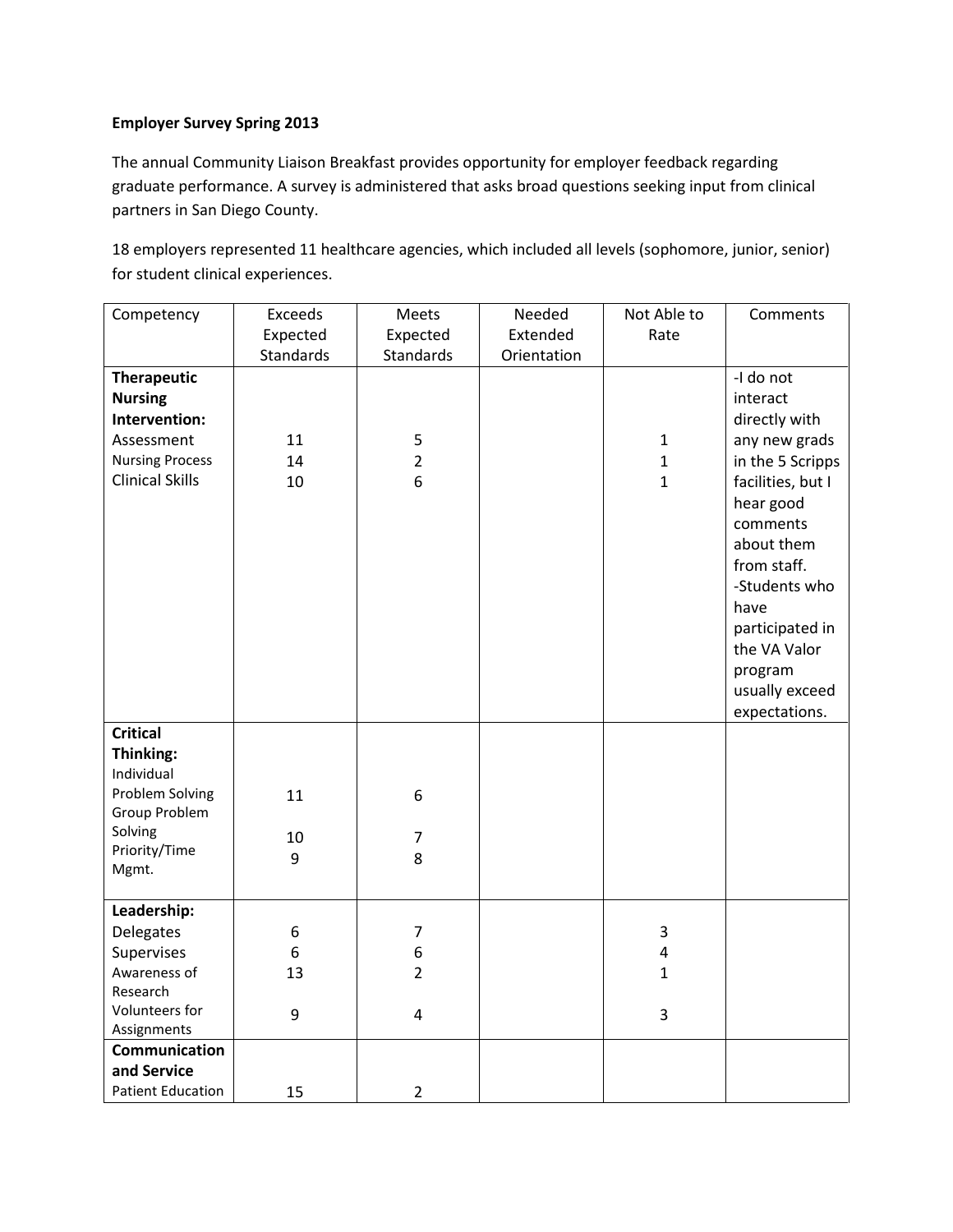**Employer Survey Spring 2013**

The annual Community Liaison Breakfast provides opportunity for employer feedback regarding graduate performance. A survey is administered that asks broad questions seeking input from clinical partners in San Diego County.

18 employers represented 11 healthcare agencies, which included all levels (sophomore, junior, senior) for student clinical experiences.

| Competency | Exceeds Expected Standards | Meets Expected Standards | Needed Extended Orientation | Not Able to Rate | Comments |
|---|---|---|---|---|---|
| **Therapeutic Nursing Intervention:** | | | | | -I do not interact directly with any new grads in the 5 Scripps facilities, but I hear good comments about them from staff. -Students who have participated in the VA Valor program usually exceed expectations. |
| Assessment | 11 | 5 | | 1 | |
| Nursing Process | 14 | 2 | | 1 | |
| Clinical Skills | 10 | 6 | | 1 | |
| **Critical Thinking:** | | | | | |
| Individual Problem Solving | 11 | 6 | | | |
| Group Problem Solving | 10 | 7 | | | |
| Priority/Time Mgmt. | 9 | 8 | | | |
| **Leadership:** | | | | | |
| Delegates | 6 | 7 | | 3 | |
| Supervises | 6 | 6 | | 4 | |
| Awareness of Research | 13 | 2 | | 1 | |
| Volunteers for Assignments | 9 | 4 | | 3 | |
| **Communication and Service** | | | | | |
| Patient Education | 15 | 2 | | | |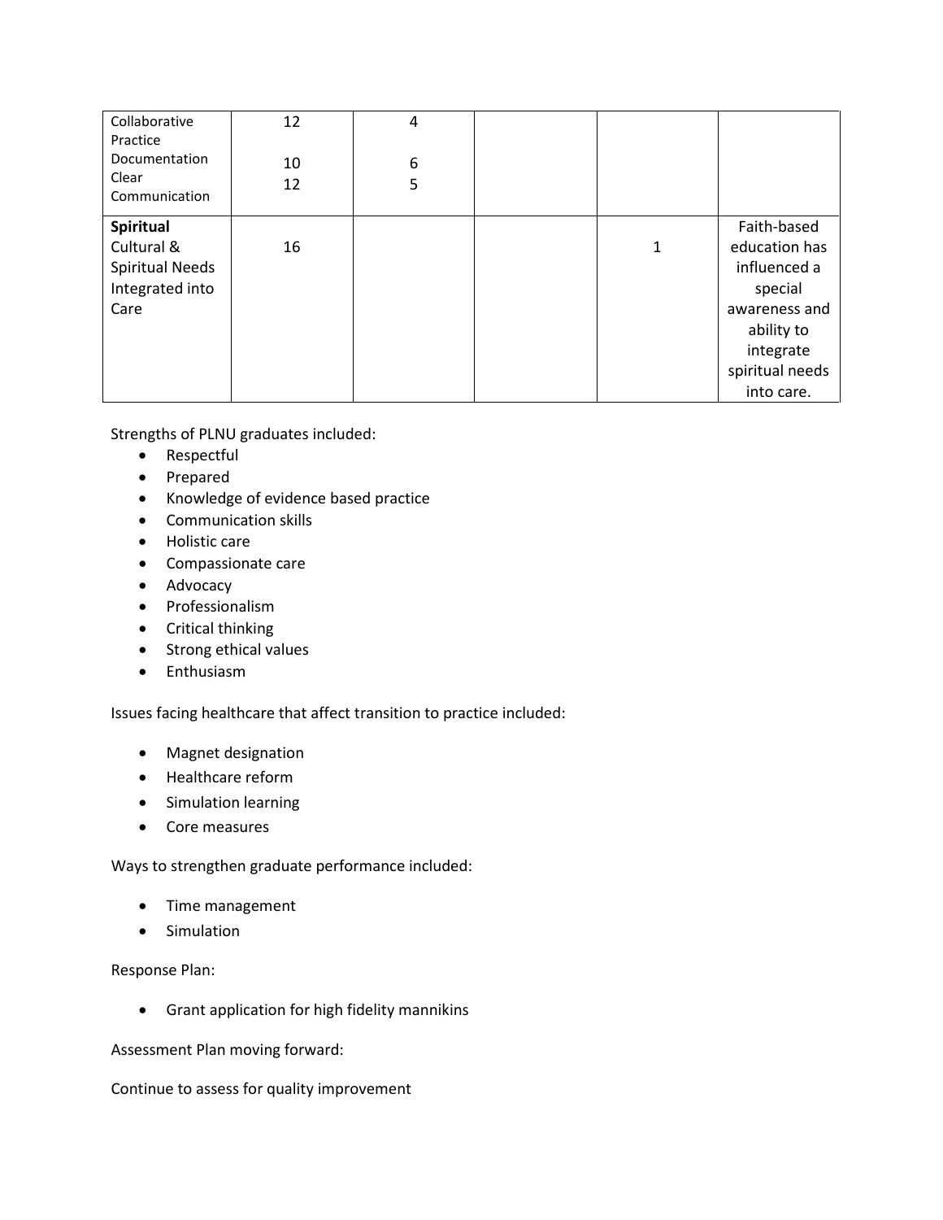| | | | | | |
|---|---|---|---|---|---|
| Collaborative Practice<br>Documentation<br>Clear Communication | 12<br><br>10<br>12 | 4<br><br>6<br>5 | | | |
| **Spiritual**<br>Cultural & Spiritual Needs Integrated into Care | 16 | | | 1 | Faith-based education has influenced a special awareness and ability to integrate spiritual needs into care. |

Strengths of PLNU graduates included:

- Respectful
- Prepared
- Knowledge of evidence based practice
- Communication skills
- Holistic care
- Compassionate care
- Advocacy
- Professionalism
- Critical thinking
- Strong ethical values
- Enthusiasm

Issues facing healthcare that affect transition to practice included:

- Magnet designation
- Healthcare reform
- Simulation learning
- Core measures

Ways to strengthen graduate performance included:

- Time management
- Simulation

Response Plan:

- Grant application for high fidelity mannikins

Assessment Plan moving forward:

Continue to assess for quality improvement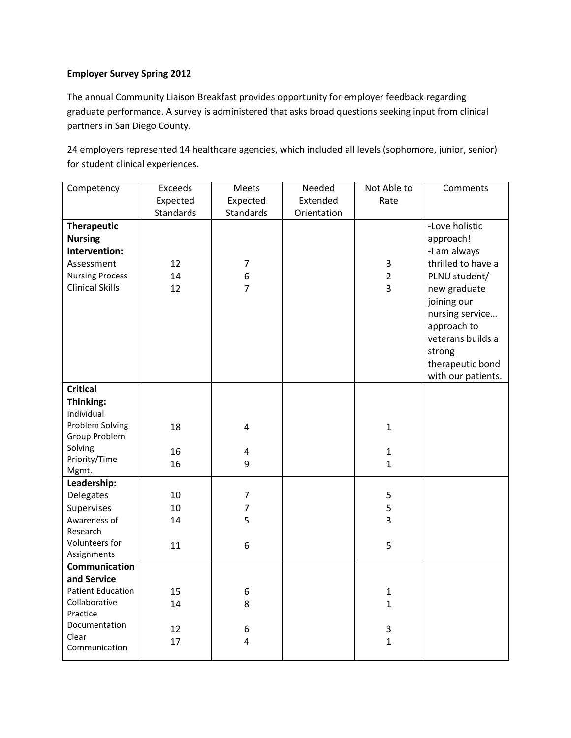**Employer Survey Spring 2012**

The annual Community Liaison Breakfast provides opportunity for employer feedback regarding graduate performance. A survey is administered that asks broad questions seeking input from clinical partners in San Diego County.

24 employers represented 14 healthcare agencies, which included all levels (sophomore, junior, senior) for student clinical experiences.

| Competency | Exceeds Expected Standards | Meets Expected Standards | Needed Extended Orientation | Not Able to Rate | Comments |
|---|---|---|---|---|---|
| **Therapeutic Nursing Intervention:** | | | | | -Love holistic approach! -I am always thrilled to have a PLNU student/ new graduate joining our nursing service… approach to veterans builds a strong therapeutic bond with our patients. |
| Assessment | 12 | 7 | | 3 | |
| Nursing Process | 14 | 6 | | 2 | |
| Clinical Skills | 12 | 7 | | 3 | |
| **Critical Thinking:** | | | | | |
| Individual Problem Solving | 18 | 4 | | 1 | |
| Group Problem Solving | 16 | 4 | | 1 | |
| Priority/Time Mgmt. | 16 | 9 | | 1 | |
| **Leadership:** | | | | | |
| Delegates | 10 | 7 | | 5 | |
| Supervises | 10 | 7 | | 5 | |
| Awareness of Research | 14 | 5 | | 3 | |
| Volunteers for Assignments | 11 | 6 | | 5 | |
| **Communication and Service** | | | | | |
| Patient Education | 15 | 6 | | 1 | |
| Collaborative Practice | 14 | 8 | | 1 | |
| Documentation | 12 | 6 | | 3 | |
| Clear Communication | 17 | 4 | | 1 | |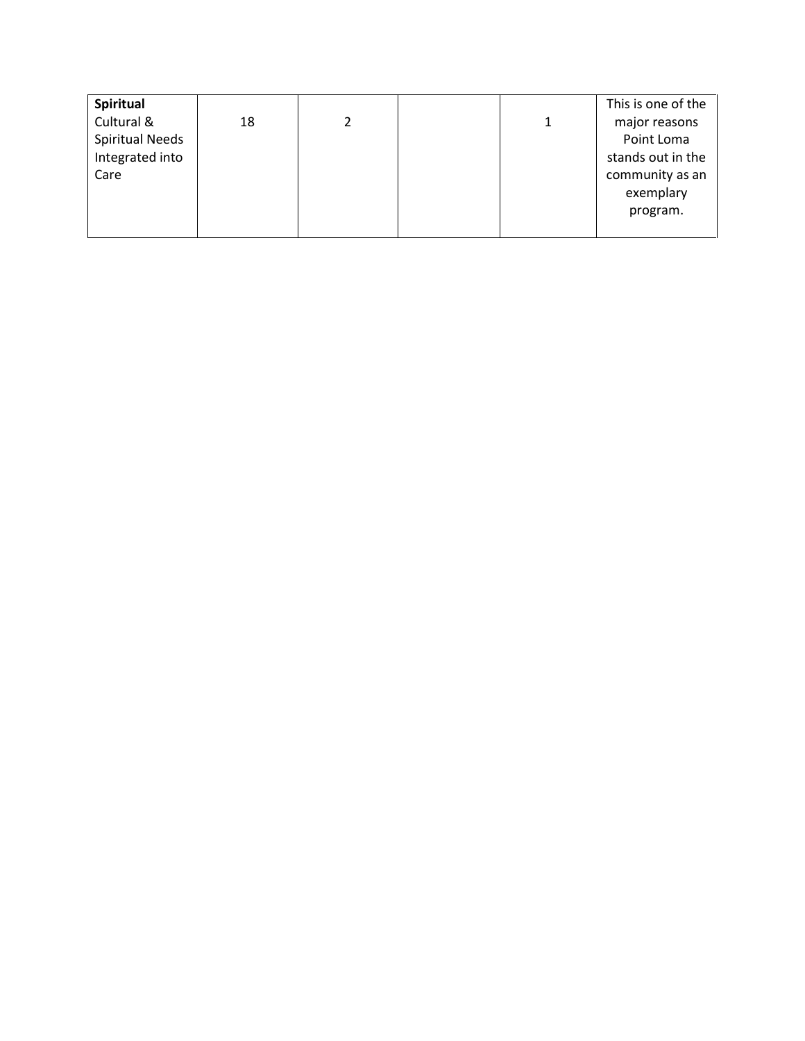| | | | | | |
|---|---|---|---|---|---|
| **Spiritual** Cultural & Spiritual Needs Integrated into Care | 18 | 2 | | 1 | This is one of the major reasons Point Loma stands out in the community as an exemplary program. |